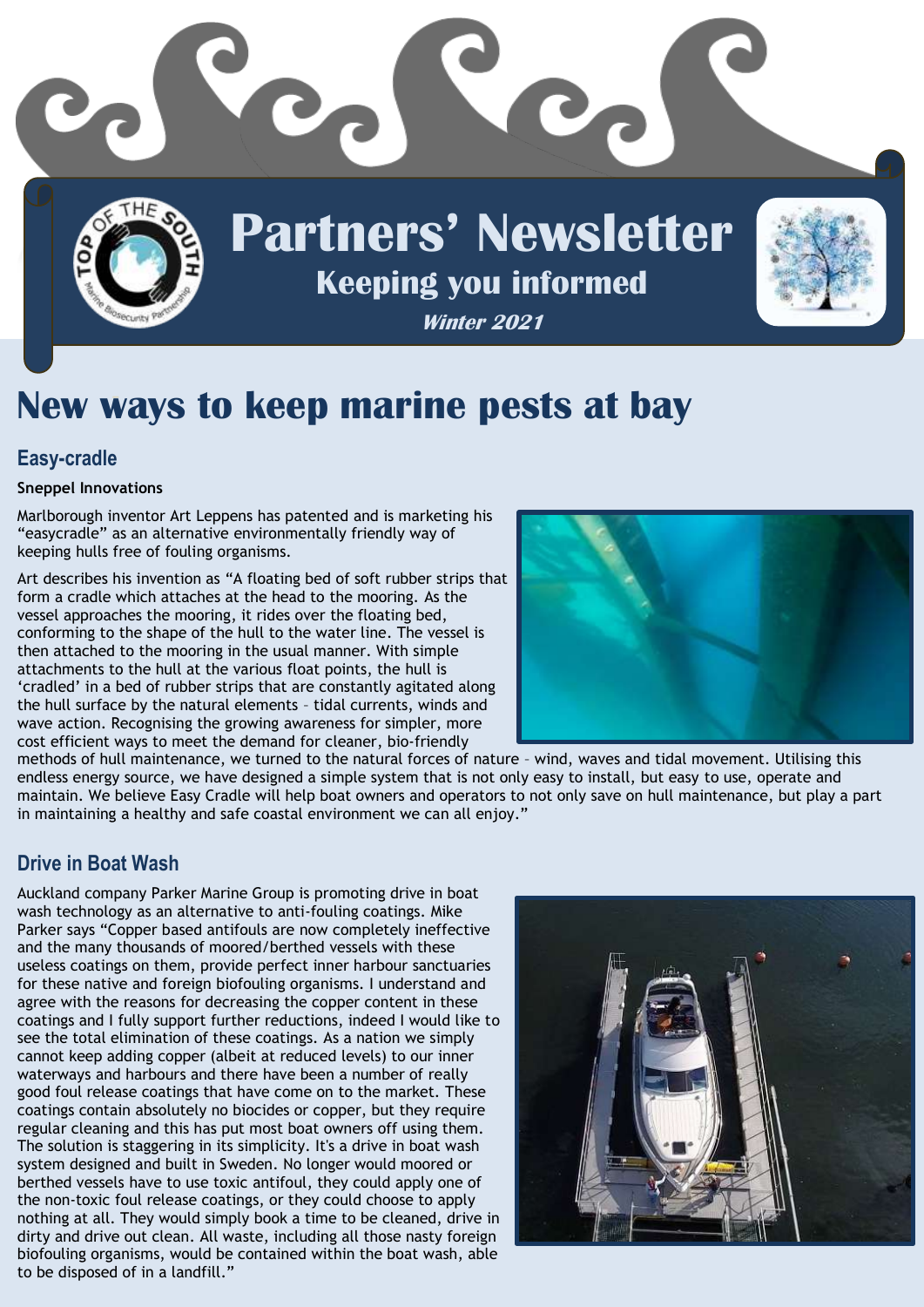# Partners' Newsletter

## Keeping you informed

***Winter 2021***

# New ways to keep marine pests at bay

## Easy-cradle

**Sneppel Innovations**

Marlborough inventor Art Leppens has patented and is marketing his "easycradle" as an alternative environmentally friendly way of keeping hulls free of fouling organisms.

Art describes his invention as "A floating bed of soft rubber strips that form a cradle which attaches at the head to the mooring. As the vessel approaches the mooring, it rides over the floating bed, conforming to the shape of the hull to the water line. The vessel is then attached to the mooring in the usual manner. With simple attachments to the hull at the various float points, the hull is 'cradled' in a bed of rubber strips that are constantly agitated along the hull surface by the natural elements – tidal currents, winds and wave action. Recognising the growing awareness for simpler, more cost efficient ways to meet the demand for cleaner, bio-friendly methods of hull maintenance, we turned to the natural forces of nature – wind, waves and tidal movement. Utilising this endless energy source, we have designed a simple system that is not only easy to install, but easy to use, operate and maintain. We believe Easy Cradle will help boat owners and operators to not only save on hull maintenance, but play a part in maintaining a healthy and safe coastal environment we can all enjoy."

## Drive in Boat Wash

Auckland company Parker Marine Group is promoting drive in boat wash technology as an alternative to anti-fouling coatings. Mike Parker says "Copper based antifouls are now completely ineffective and the many thousands of moored/berthed vessels with these useless coatings on them, provide perfect inner harbour sanctuaries for these native and foreign biofouling organisms. I understand and agree with the reasons for decreasing the copper content in these coatings and I fully support further reductions, indeed I would like to see the total elimination of these coatings. As a nation we simply cannot keep adding copper (albeit at reduced levels) to our inner waterways and harbours and there have been a number of really good foul release coatings that have come on to the market. These coatings contain absolutely no biocides or copper, but they require regular cleaning and this has put most boat owners off using them. The solution is staggering in its simplicity. It's a drive in boat wash system designed and built in Sweden. No longer would moored or berthed vessels have to use toxic antifoul, they could apply one of the non-toxic foul release coatings, or they could choose to apply nothing at all. They would simply book a time to be cleaned, drive in dirty and drive out clean. All waste, including all those nasty foreign biofouling organisms, would be contained within the boat wash, able to be disposed of in a landfill."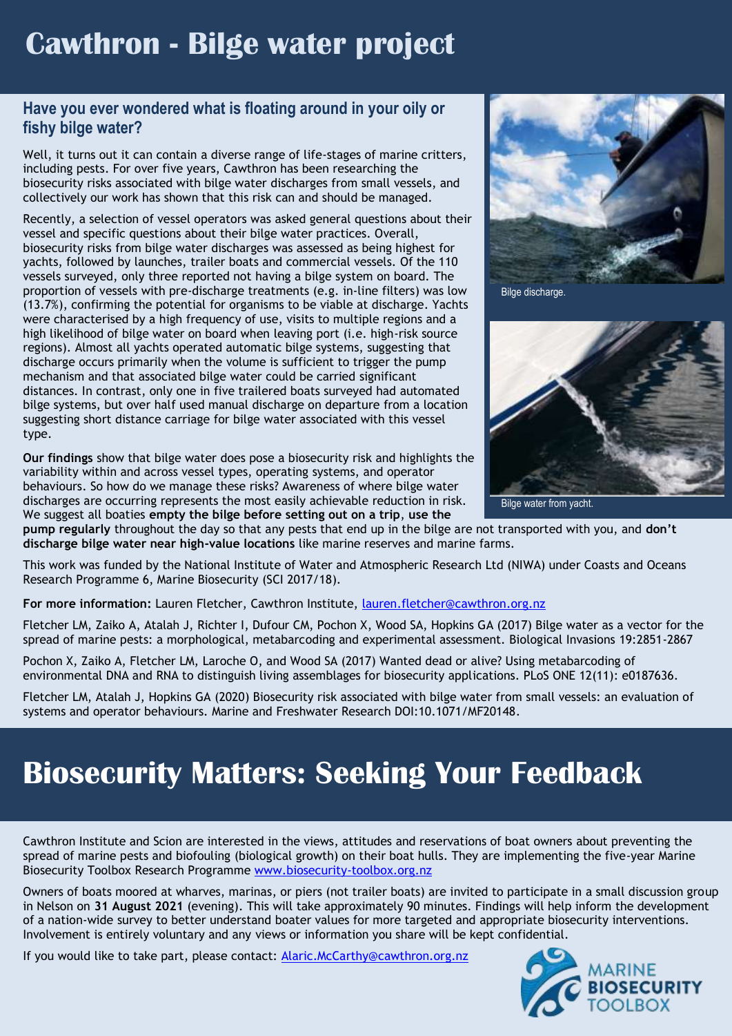# Cawthron - Bilge water project

## Have you ever wondered what is floating around in your oily or fishy bilge water?

Well, it turns out it can contain a diverse range of life-stages of marine critters, including pests. For over five years, Cawthron has been researching the biosecurity risks associated with bilge water discharges from small vessels, and collectively our work has shown that this risk can and should be managed.

Recently, a selection of vessel operators was asked general questions about their vessel and specific questions about their bilge water practices. Overall, biosecurity risks from bilge water discharges was assessed as being highest for yachts, followed by launches, trailer boats and commercial vessels. Of the 110 vessels surveyed, only three reported not having a bilge system on board. The proportion of vessels with pre-discharge treatments (e.g. in-line filters) was low (13.7%), confirming the potential for organisms to be viable at discharge. Yachts were characterised by a high frequency of use, visits to multiple regions and a high likelihood of bilge water on board when leaving port (i.e. high-risk source regions). Almost all yachts operated automatic bilge systems, suggesting that discharge occurs primarily when the volume is sufficient to trigger the pump mechanism and that associated bilge water could be carried significant distances. In contrast, only one in five trailered boats surveyed had automated bilge systems, but over half used manual discharge on departure from a location suggesting short distance carriage for bilge water associated with this vessel type.

Bilge discharge.

Bilge water from yacht.

**Our findings** show that bilge water does pose a biosecurity risk and highlights the variability within and across vessel types, operating systems, and operator behaviours. So how do we manage these risks? Awareness of where bilge water discharges are occurring represents the most easily achievable reduction in risk. We suggest all boaties **empty the bilge before setting out on a trip**, **use the pump regularly** throughout the day so that any pests that end up in the bilge are not transported with you, and **don't discharge bilge water near high-value locations** like marine reserves and marine farms.

This work was funded by the National Institute of Water and Atmospheric Research Ltd (NIWA) under Coasts and Oceans Research Programme 6, Marine Biosecurity (SCI 2017/18).

**For more information:** Lauren Fletcher, Cawthron Institute, lauren.fletcher@cawthron.org.nz

Fletcher LM, Zaiko A, Atalah J, Richter I, Dufour CM, Pochon X, Wood SA, Hopkins GA (2017) Bilge water as a vector for the spread of marine pests: a morphological, metabarcoding and experimental assessment. Biological Invasions 19:2851-2867

Pochon X, Zaiko A, Fletcher LM, Laroche O, and Wood SA (2017) Wanted dead or alive? Using metabarcoding of environmental DNA and RNA to distinguish living assemblages for biosecurity applications. PLoS ONE 12(11): e0187636.

Fletcher LM, Atalah J, Hopkins GA (2020) Biosecurity risk associated with bilge water from small vessels: an evaluation of systems and operator behaviours. Marine and Freshwater Research DOI:10.1071/MF20148.

# Biosecurity Matters: Seeking Your Feedback

Cawthron Institute and Scion are interested in the views, attitudes and reservations of boat owners about preventing the spread of marine pests and biofouling (biological growth) on their boat hulls. They are implementing the five-year Marine Biosecurity Toolbox Research Programme www.biosecurity-toolbox.org.nz

Owners of boats moored at wharves, marinas, or piers (not trailer boats) are invited to participate in a small discussion group in Nelson on **31 August 2021** (evening). This will take approximately 90 minutes. Findings will help inform the development of a nation-wide survey to better understand boater values for more targeted and appropriate biosecurity interventions. Involvement is entirely voluntary and any views or information you share will be kept confidential.

If you would like to take part, please contact: Alaric.McCarthy@cawthron.org.nz

MARINE BIOSECURITY TOOLBOX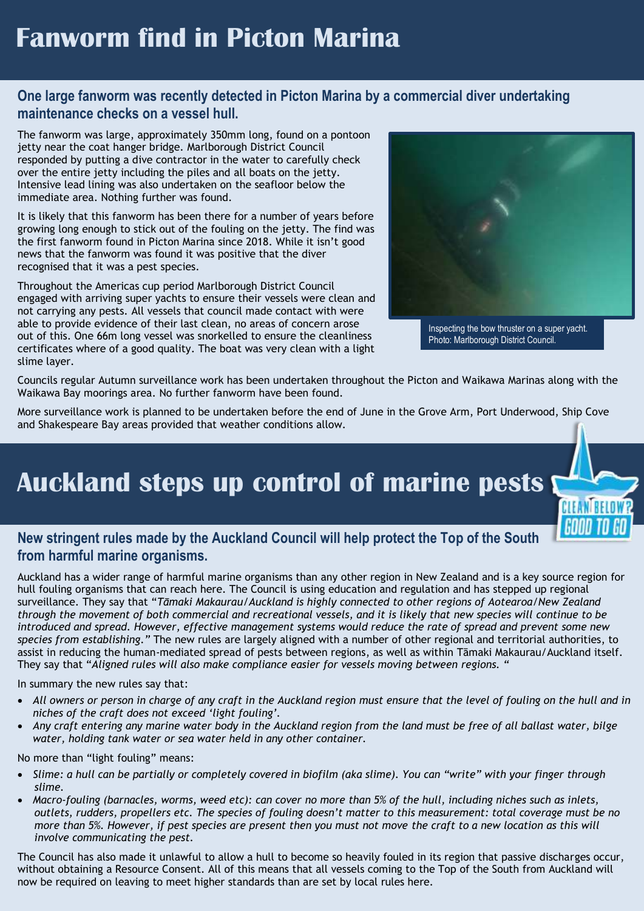# Fanworm find in Picton Marina

## One large fanworm was recently detected in Picton Marina by a commercial diver undertaking maintenance checks on a vessel hull.

The fanworm was large, approximately 350mm long, found on a pontoon jetty near the coat hanger bridge. Marlborough District Council responded by putting a dive contractor in the water to carefully check over the entire jetty including the piles and all boats on the jetty. Intensive lead lining was also undertaken on the seafloor below the immediate area. Nothing further was found.

It is likely that this fanworm has been there for a number of years before growing long enough to stick out of the fouling on the jetty. The find was the first fanworm found in Picton Marina since 2018. While it isn't good news that the fanworm was found it was positive that the diver recognised that it was a pest species.

Throughout the Americas cup period Marlborough District Council engaged with arriving super yachts to ensure their vessels were clean and not carrying any pests. All vessels that council made contact with were able to provide evidence of their last clean, no areas of concern arose out of this. One 66m long vessel was snorkelled to ensure the cleanliness certificates where of a good quality. The boat was very clean with a light slime layer.

Inspecting the bow thruster on a super yacht. Photo: Marlborough District Council.

Councils regular Autumn surveillance work has been undertaken throughout the Picton and Waikawa Marinas along with the Waikawa Bay moorings area. No further fanworm have been found.

More surveillance work is planned to be undertaken before the end of June in the Grove Arm, Port Underwood, Ship Cove and Shakespeare Bay areas provided that weather conditions allow.

# Auckland steps up control of marine pests

## New stringent rules made by the Auckland Council will help protect the Top of the South from harmful marine organisms.

Auckland has a wider range of harmful marine organisms than any other region in New Zealand and is a key source region for hull fouling organisms that can reach here. The Council is using education and regulation and has stepped up regional surveillance. They say that "*Tāmaki Makaurau/Auckland is highly connected to other regions of Aotearoa/New Zealand through the movement of both commercial and recreational vessels, and it is likely that new species will continue to be introduced and spread. However, effective management systems would reduce the rate of spread and prevent some new species from establishing.*" The new rules are largely aligned with a number of other regional and territorial authorities, to assist in reducing the human-mediated spread of pests between regions, as well as within Tāmaki Makaurau/Auckland itself. They say that "*Aligned rules will also make compliance easier for vessels moving between regions.* "

In summary the new rules say that:

- *All owners or person in charge of any craft in the Auckland region must ensure that the level of fouling on the hull and in niches of the craft does not exceed 'light fouling'.*
- *Any craft entering any marine water body in the Auckland region from the land must be free of all ballast water, bilge water, holding tank water or sea water held in any other container.*

No more than "light fouling" means:

- *Slime: a hull can be partially or completely covered in biofilm (aka slime). You can "write" with your finger through slime.*
- *Macro-fouling (barnacles, worms, weed etc): can cover no more than 5% of the hull, including niches such as inlets, outlets, rudders, propellers etc. The species of fouling doesn't matter to this measurement: total coverage must be no more than 5%. However, if pest species are present then you must not move the craft to a new location as this will involve communicating the pest.*

The Council has also made it unlawful to allow a hull to become so heavily fouled in its region that passive discharges occur, without obtaining a Resource Consent. All of this means that all vessels coming to the Top of the South from Auckland will now be required on leaving to meet higher standards than are set by local rules here.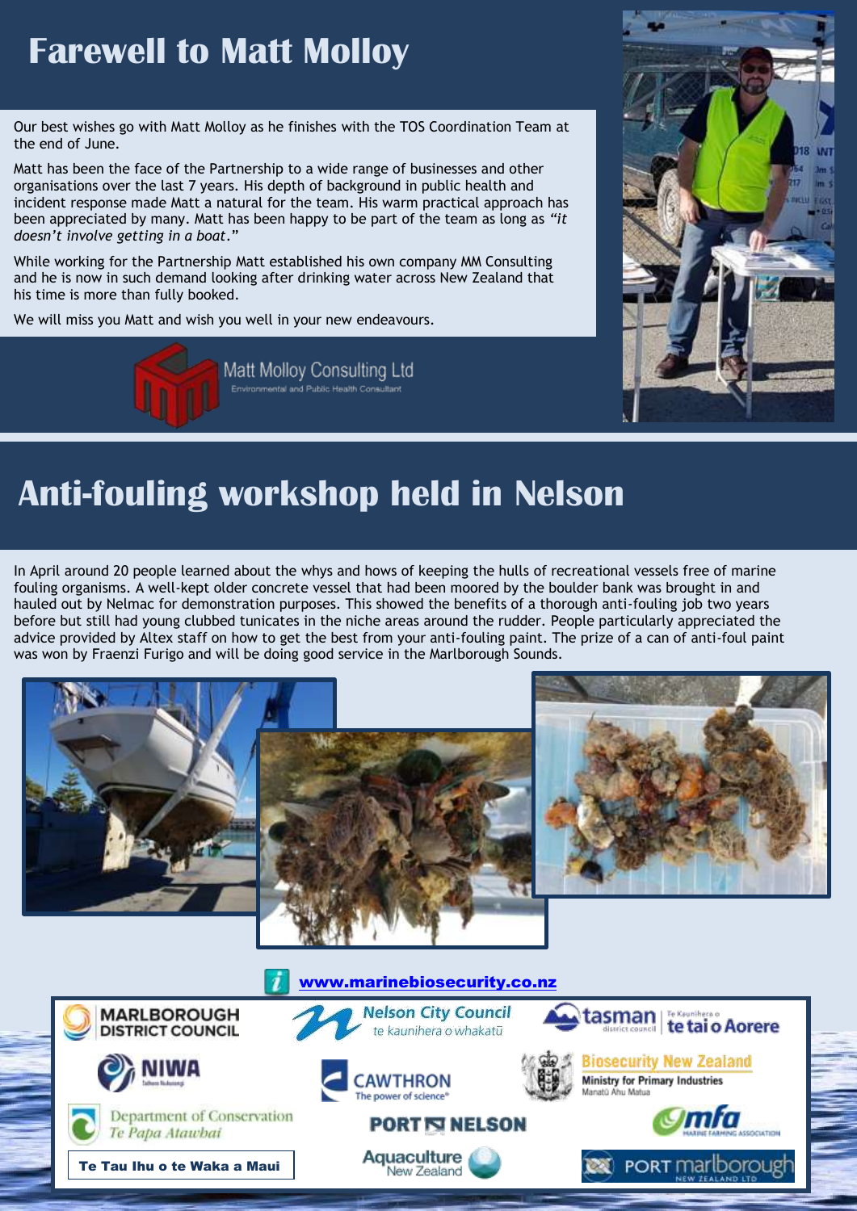# Farewell to Matt Molloy

Our best wishes go with Matt Molloy as he finishes with the TOS Coordination Team at the end of June.

Matt has been the face of the Partnership to a wide range of businesses and other organisations over the last 7 years. His depth of background in public health and incident response made Matt a natural for the team. His warm practical approach has been appreciated by many. Matt has been happy to be part of the team as long as *"it doesn't involve getting in a boat."*

While working for the Partnership Matt established his own company MM Consulting and he is now in such demand looking after drinking water across New Zealand that his time is more than fully booked.

We will miss you Matt and wish you well in your new endeavours.

Matt Molloy Consulting Ltd
Environmental and Public Health Consultant

# Anti-fouling workshop held in Nelson

In April around 20 people learned about the whys and hows of keeping the hulls of recreational vessels free of marine fouling organisms. A well-kept older concrete vessel that had been moored by the boulder bank was brought in and hauled out by Nelmac for demonstration purposes. This showed the benefits of a thorough anti-fouling job two years before but still had young clubbed tunicates in the niche areas around the rudder. People particularly appreciated the advice provided by Altex staff on how to get the best from your anti-fouling paint. The prize of a can of anti-foul paint was won by Fraenzi Furigo and will be doing good service in the Marlborough Sounds.

www.marinebiosecurity.co.nz

Marlborough District Council | Nelson City Council te kaunihera o whakatū | Tasman District Council Te Kaunihera o te tai o Aorere | NIWA | Cawthron The power of science | Biosecurity New Zealand Ministry for Primary Industries Manatū Ahu Matua | Department of Conservation Te Papa Atawhai | Port Nelson | MFA Marine Farming Association | Te Tau Ihu o te Waka a Maui | Aquaculture New Zealand | Port Marlborough New Zealand Ltd